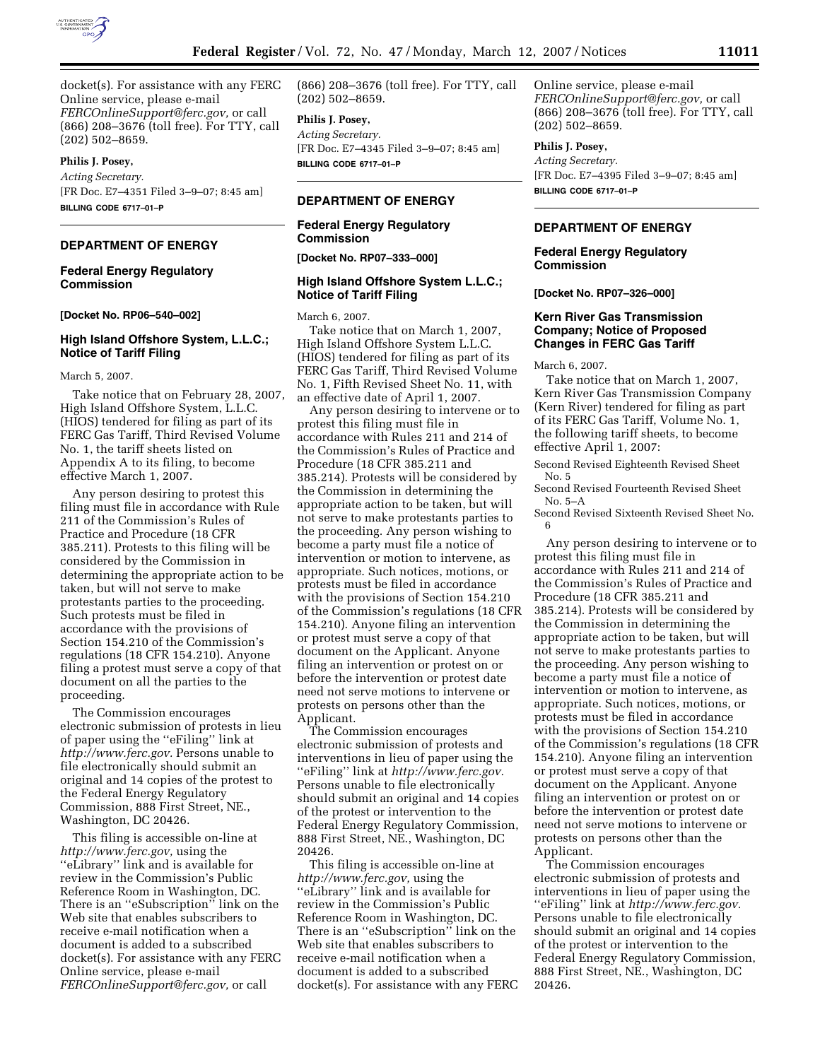docket(s). For assistance with any FERC Online service, please e-mail *FERCOnlineSupport@ferc.gov,* or call (866) 208–3676 (toll free). For TTY, call (202) 502–8659.

**Philis J. Posey,**

*Acting Secretary.*

[FR Doc. E7–4351 Filed 3–9–07; 8:45 am]

**BILLING CODE 6717–01–P**

---

## DEPARTMENT OF ENERGY

### Federal Energy Regulatory Commission

**[Docket No. RP06–540–002]**

### High Island Offshore System, L.L.C.; Notice of Tariff Filing

March 5, 2007.

Take notice that on February 28, 2007, High Island Offshore System, L.L.C. (HIOS) tendered for filing as part of its FERC Gas Tariff, Third Revised Volume No. 1, the tariff sheets listed on Appendix A to its filing, to become effective March 1, 2007.

Any person desiring to protest this filing must file in accordance with Rule 211 of the Commission's Rules of Practice and Procedure (18 CFR 385.211). Protests to this filing will be considered by the Commission in determining the appropriate action to be taken, but will not serve to make protestants parties to the proceeding. Such protests must be filed in accordance with the provisions of Section 154.210 of the Commission's regulations (18 CFR 154.210). Anyone filing a protest must serve a copy of that document on all the parties to the proceeding.

The Commission encourages electronic submission of protests in lieu of paper using the "eFiling" link at *http://www.ferc.gov.* Persons unable to file electronically should submit an original and 14 copies of the protest to the Federal Energy Regulatory Commission, 888 First Street, NE., Washington, DC 20426.

This filing is accessible on-line at *http://www.ferc.gov,* using the "eLibrary" link and is available for review in the Commission's Public Reference Room in Washington, DC. There is an "eSubscription" link on the Web site that enables subscribers to receive e-mail notification when a document is added to a subscribed docket(s). For assistance with any FERC Online service, please e-mail *FERCOnlineSupport@ferc.gov,* or call (866) 208–3676 (toll free). For TTY, call (202) 502–8659.

**Philis J. Posey,**

*Acting Secretary.*

[FR Doc. E7–4345 Filed 3–9–07; 8:45 am]

**BILLING CODE 6717–01–P**

---

## DEPARTMENT OF ENERGY

### Federal Energy Regulatory Commission

**[Docket No. RP07–333–000]**

### High Island Offshore System L.L.C.; Notice of Tariff Filing

March 6, 2007.

Take notice that on March 1, 2007, High Island Offshore System L.L.C. (HIOS) tendered for filing as part of its FERC Gas Tariff, Third Revised Volume No. 1, Fifth Revised Sheet No. 11, with an effective date of April 1, 2007.

Any person desiring to intervene or to protest this filing must file in accordance with Rules 211 and 214 of the Commission's Rules of Practice and Procedure (18 CFR 385.211 and 385.214). Protests will be considered by the Commission in determining the appropriate action to be taken, but will not serve to make protestants parties to the proceeding. Any person wishing to become a party must file a notice of intervention or motion to intervene, as appropriate. Such notices, motions, or protests must be filed in accordance with the provisions of Section 154.210 of the Commission's regulations (18 CFR 154.210). Anyone filing an intervention or protest must serve a copy of that document on the Applicant. Anyone filing an intervention or protest on or before the intervention or protest date need not serve motions to intervene or protests on persons other than the Applicant.

The Commission encourages electronic submission of protests and interventions in lieu of paper using the "eFiling" link at *http://www.ferc.gov.* Persons unable to file electronically should submit an original and 14 copies of the protest or intervention to the Federal Energy Regulatory Commission, 888 First Street, NE., Washington, DC 20426.

This filing is accessible on-line at *http://www.ferc.gov,* using the "eLibrary" link and is available for review in the Commission's Public Reference Room in Washington, DC. There is an "eSubscription" link on the Web site that enables subscribers to receive e-mail notification when a document is added to a subscribed docket(s). For assistance with any FERC Online service, please e-mail *FERCOnlineSupport@ferc.gov,* or call (866) 208–3676 (toll free). For TTY, call (202) 502–8659.

**Philis J. Posey,**

*Acting Secretary.*

[FR Doc. E7–4395 Filed 3–9–07; 8:45 am]

**BILLING CODE 6717–01–P**

---

## DEPARTMENT OF ENERGY

### Federal Energy Regulatory Commission

**[Docket No. RP07–326–000]**

### Kern River Gas Transmission Company; Notice of Proposed Changes in FERC Gas Tariff

March 6, 2007.

Take notice that on March 1, 2007, Kern River Gas Transmission Company (Kern River) tendered for filing as part of its FERC Gas Tariff, Volume No. 1, the following tariff sheets, to become effective April 1, 2007:

Second Revised Eighteenth Revised Sheet No. 5
Second Revised Fourteenth Revised Sheet No. 5–A
Second Revised Sixteenth Revised Sheet No. 6

Any person desiring to intervene or to protest this filing must file in accordance with Rules 211 and 214 of the Commission's Rules of Practice and Procedure (18 CFR 385.211 and 385.214). Protests will be considered by the Commission in determining the appropriate action to be taken, but will not serve to make protestants parties to the proceeding. Any person wishing to become a party must file a notice of intervention or motion to intervene, as appropriate. Such notices, motions, or protests must be filed in accordance with the provisions of Section 154.210 of the Commission's regulations (18 CFR 154.210). Anyone filing an intervention or protest must serve a copy of that document on the Applicant. Anyone filing an intervention or protest on or before the intervention or protest date need not serve motions to intervene or protests on persons other than the Applicant.

The Commission encourages electronic submission of protests and interventions in lieu of paper using the "eFiling" link at *http://www.ferc.gov.* Persons unable to file electronically should submit an original and 14 copies of the protest or intervention to the Federal Energy Regulatory Commission, 888 First Street, NE., Washington, DC 20426.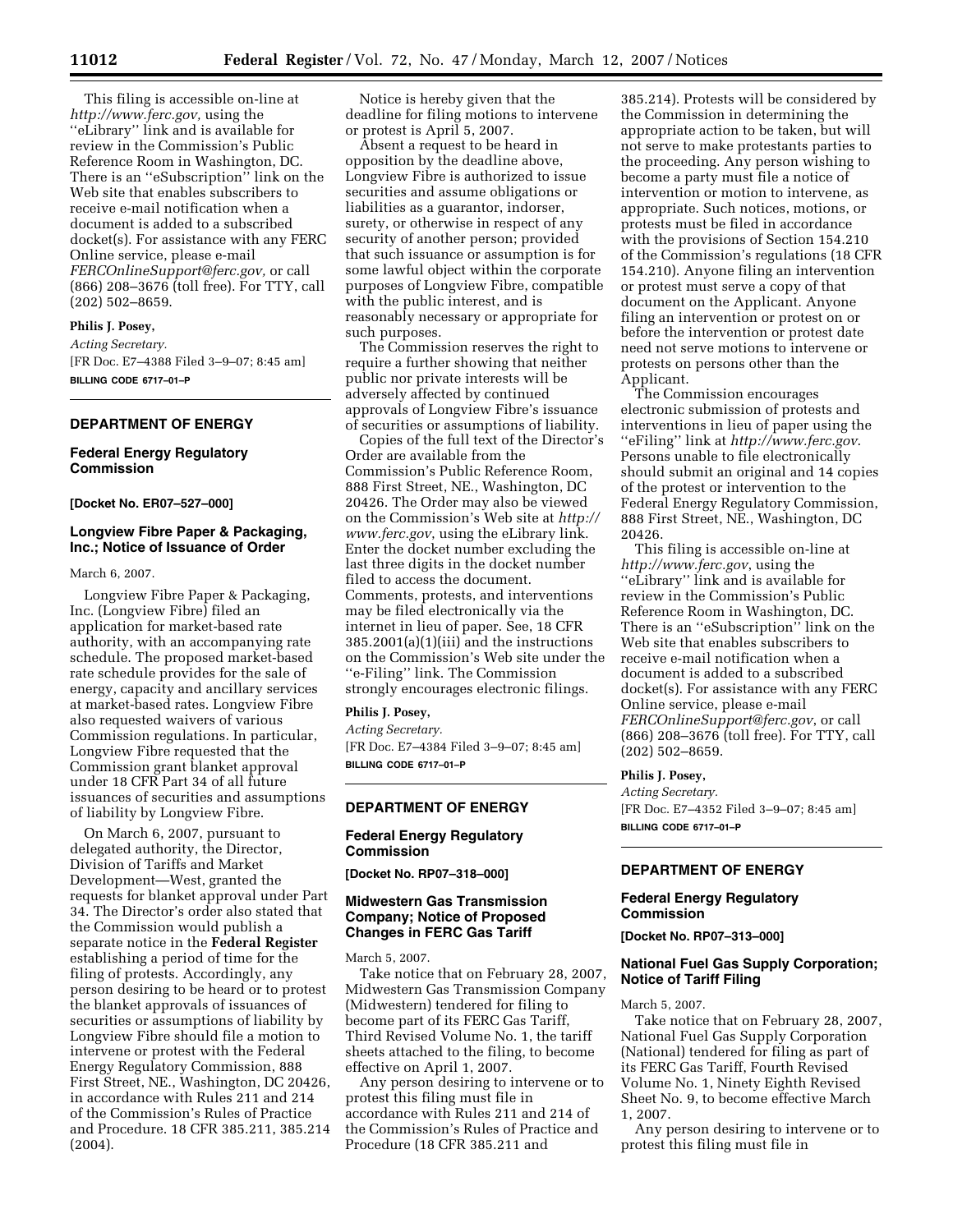This filing is accessible on-line at *http://www.ferc.gov,* using the ''eLibrary'' link and is available for review in the Commission's Public Reference Room in Washington, DC. There is an ''eSubscription'' link on the Web site that enables subscribers to receive e-mail notification when a document is added to a subscribed docket(s). For assistance with any FERC Online service, please e-mail *FERCOnlineSupport@ferc.gov,* or call (866) 208–3676 (toll free). For TTY, call (202) 502–8659.

**Philis J. Posey,**

*Acting Secretary.*

[FR Doc. E7–4388 Filed 3–9–07; 8:45 am]

**BILLING CODE 6717–01–P**

---

## DEPARTMENT OF ENERGY

### Federal Energy Regulatory Commission

**[Docket No. ER07–527–000]**

### Longview Fibre Paper & Packaging, Inc.; Notice of Issuance of Order

March 6, 2007.

Longview Fibre Paper & Packaging, Inc. (Longview Fibre) filed an application for market-based rate authority, with an accompanying rate schedule. The proposed market-based rate schedule provides for the sale of energy, capacity and ancillary services at market-based rates. Longview Fibre also requested waivers of various Commission regulations. In particular, Longview Fibre requested that the Commission grant blanket approval under 18 CFR Part 34 of all future issuances of securities and assumptions of liability by Longview Fibre.

On March 6, 2007, pursuant to delegated authority, the Director, Division of Tariffs and Market Development—West, granted the requests for blanket approval under Part 34. The Director's order also stated that the Commission would publish a separate notice in the **Federal Register** establishing a period of time for the filing of protests. Accordingly, any person desiring to be heard or to protest the blanket approvals of issuances of securities or assumptions of liability by Longview Fibre should file a motion to intervene or protest with the Federal Energy Regulatory Commission, 888 First Street, NE., Washington, DC 20426, in accordance with Rules 211 and 214 of the Commission's Rules of Practice and Procedure. 18 CFR 385.211, 385.214 (2004).

Notice is hereby given that the deadline for filing motions to intervene or protest is April 5, 2007.

Absent a request to be heard in opposition by the deadline above, Longview Fibre is authorized to issue securities and assume obligations or liabilities as a guarantor, indorser, surety, or otherwise in respect of any security of another person; provided that such issuance or assumption is for some lawful object within the corporate purposes of Longview Fibre, compatible with the public interest, and is reasonably necessary or appropriate for such purposes.

The Commission reserves the right to require a further showing that neither public nor private interests will be adversely affected by continued approvals of Longview Fibre's issuance of securities or assumptions of liability.

Copies of the full text of the Director's Order are available from the Commission's Public Reference Room, 888 First Street, NE., Washington, DC 20426. The Order may also be viewed on the Commission's Web site at *http://www.ferc.gov*, using the eLibrary link. Enter the docket number excluding the last three digits in the docket number filed to access the document. Comments, protests, and interventions may be filed electronically via the internet in lieu of paper. See, 18 CFR 385.2001(a)(1)(iii) and the instructions on the Commission's Web site under the ''e-Filing'' link. The Commission strongly encourages electronic filings.

**Philis J. Posey,**

*Acting Secretary.*

[FR Doc. E7–4384 Filed 3–9–07; 8:45 am]

**BILLING CODE 6717–01–P**

---

## DEPARTMENT OF ENERGY

### Federal Energy Regulatory Commission

**[Docket No. RP07–318–000]**

### Midwestern Gas Transmission Company; Notice of Proposed Changes in FERC Gas Tariff

March 5, 2007.

Take notice that on February 28, 2007, Midwestern Gas Transmission Company (Midwestern) tendered for filing to become part of its FERC Gas Tariff, Third Revised Volume No. 1, the tariff sheets attached to the filing, to become effective on April 1, 2007.

Any person desiring to intervene or to protest this filing must file in accordance with Rules 211 and 214 of the Commission's Rules of Practice and Procedure (18 CFR 385.211 and 385.214). Protests will be considered by the Commission in determining the appropriate action to be taken, but will not serve to make protestants parties to the proceeding. Any person wishing to become a party must file a notice of intervention or motion to intervene, as appropriate. Such notices, motions, or protests must be filed in accordance with the provisions of Section 154.210 of the Commission's regulations (18 CFR 154.210). Anyone filing an intervention or protest must serve a copy of that document on the Applicant. Anyone filing an intervention or protest on or before the intervention or protest date need not serve motions to intervene or protests on persons other than the Applicant.

The Commission encourages electronic submission of protests and interventions in lieu of paper using the ''eFiling'' link at *http://www.ferc.gov*. Persons unable to file electronically should submit an original and 14 copies of the protest or intervention to the Federal Energy Regulatory Commission, 888 First Street, NE., Washington, DC 20426.

This filing is accessible on-line at *http://www.ferc.gov*, using the ''eLibrary'' link and is available for review in the Commission's Public Reference Room in Washington, DC. There is an ''eSubscription'' link on the Web site that enables subscribers to receive e-mail notification when a document is added to a subscribed docket(s). For assistance with any FERC Online service, please e-mail *FERCOnlineSupport@ferc.gov*, or call (866) 208–3676 (toll free). For TTY, call (202) 502–8659.

**Philis J. Posey,**

*Acting Secretary.*

[FR Doc. E7–4352 Filed 3–9–07; 8:45 am]

**BILLING CODE 6717–01–P**

---

## DEPARTMENT OF ENERGY

### Federal Energy Regulatory Commission

**[Docket No. RP07–313–000]**

### National Fuel Gas Supply Corporation; Notice of Tariff Filing

March 5, 2007.

Take notice that on February 28, 2007, National Fuel Gas Supply Corporation (National) tendered for filing as part of its FERC Gas Tariff, Fourth Revised Volume No. 1, Ninety Eighth Revised Sheet No. 9, to become effective March 1, 2007.

Any person desiring to intervene or to protest this filing must file in